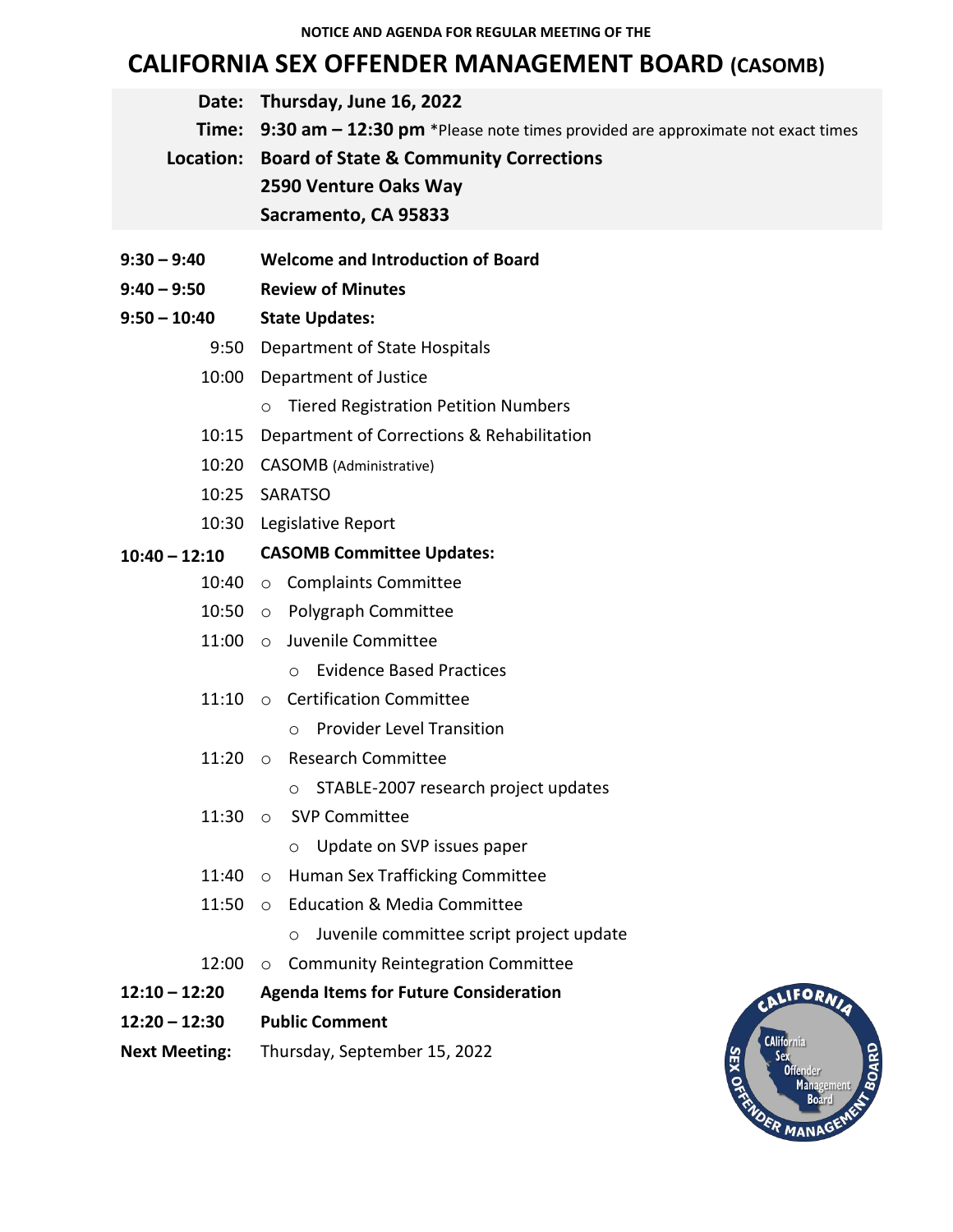NOTICE AND AGENDA FOR REGULAR MEETING OF THE

# CALIFORNIA SEX OFFENDER MANAGEMENT BOARD (CASOMB)

**Date:** **Thursday, June 16, 2022**

**Time:** **9:30 am – 12:30 pm** *Please note times provided are approximate not exact times

**Location:** **Board of State & Community Corrections**
**2590 Venture Oaks Way**
**Sacramento, CA 95833**

**9:30 – 9:40** **Welcome and Introduction of Board**

**9:40 – 9:50** **Review of Minutes**

**9:50 – 10:40** **State Updates:**

- 9:50 Department of State Hospitals
- 10:00 Department of Justice
  - Tiered Registration Petition Numbers
- 10:15 Department of Corrections & Rehabilitation
- 10:20 CASOMB (Administrative)
- 10:25 SARATSO
- 10:30 Legislative Report

**10:40 – 12:10** **CASOMB Committee Updates:**

- 10:40 Complaints Committee
- 10:50 Polygraph Committee
- 11:00 Juvenile Committee
  - Evidence Based Practices
- 11:10 Certification Committee
  - Provider Level Transition
- 11:20 Research Committee
  - STABLE-2007 research project updates
- 11:30 SVP Committee
  - Update on SVP issues paper
- 11:40 Human Sex Trafficking Committee
- 11:50 Education & Media Committee
  - Juvenile committee script project update
- 12:00 Community Reintegration Committee

**12:10 – 12:20** **Agenda Items for Future Consideration**

**12:20 – 12:30** **Public Comment**

**Next Meeting:** Thursday, September 15, 2022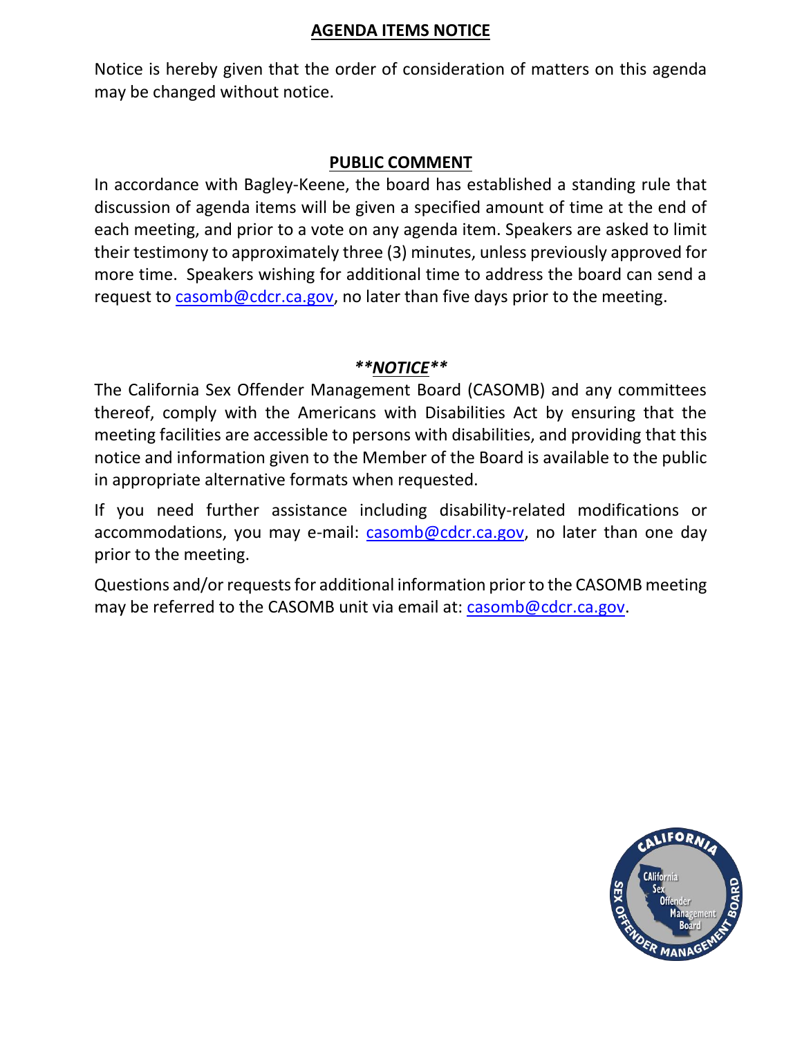## AGENDA ITEMS NOTICE

Notice is hereby given that the order of consideration of matters on this agenda may be changed without notice.

## PUBLIC COMMENT

In accordance with Bagley-Keene, the board has established a standing rule that discussion of agenda items will be given a specified amount of time at the end of each meeting, and prior to a vote on any agenda item. Speakers are asked to limit their testimony to approximately three (3) minutes, unless previously approved for more time. Speakers wishing for additional time to address the board can send a request to casomb@cdcr.ca.gov, no later than five days prior to the meeting.

## ***\*NOTICE\****

The California Sex Offender Management Board (CASOMB) and any committees thereof, comply with the Americans with Disabilities Act by ensuring that the meeting facilities are accessible to persons with disabilities, and providing that this notice and information given to the Member of the Board is available to the public in appropriate alternative formats when requested.

If you need further assistance including disability-related modifications or accommodations, you may e-mail: casomb@cdcr.ca.gov, no later than one day prior to the meeting.

Questions and/or requests for additional information prior to the CASOMB meeting may be referred to the CASOMB unit via email at: casomb@cdcr.ca.gov.